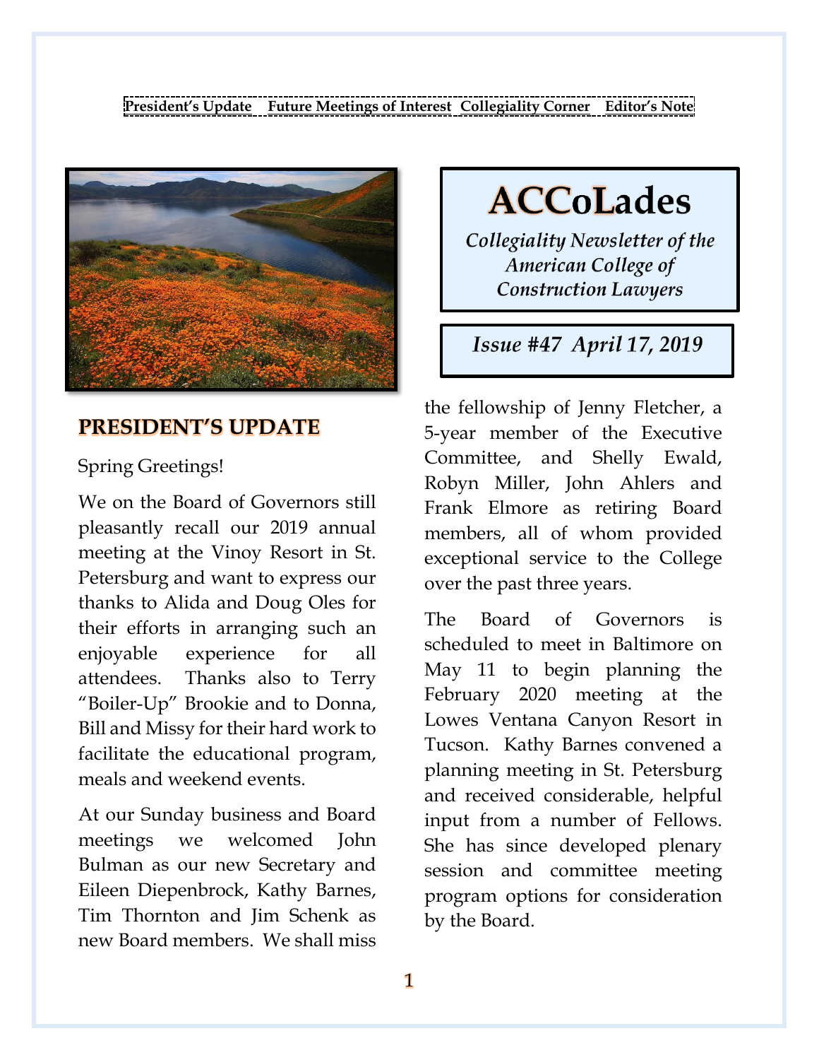President's Update | Future Meetings of Interest | Collegiality Corner | Editor's Note

# ACCoLades

*Collegiality Newsletter of the American College of Construction Lawyers*

*Issue #47 April 17, 2019*

## PRESIDENT'S UPDATE

Spring Greetings!

We on the Board of Governors still pleasantly recall our 2019 annual meeting at the Vinoy Resort in St. Petersburg and want to express our thanks to Alida and Doug Oles for their efforts in arranging such an enjoyable experience for all attendees. Thanks also to Terry "Boiler-Up" Brookie and to Donna, Bill and Missy for their hard work to facilitate the educational program, meals and weekend events.

At our Sunday business and Board meetings we welcomed John Bulman as our new Secretary and Eileen Diepenbrock, Kathy Barnes, Tim Thornton and Jim Schenk as new Board members. We shall miss the fellowship of Jenny Fletcher, a 5-year member of the Executive Committee, and Shelly Ewald, Robyn Miller, John Ahlers and Frank Elmore as retiring Board members, all of whom provided exceptional service to the College over the past three years.

The Board of Governors is scheduled to meet in Baltimore on May 11 to begin planning the February 2020 meeting at the Lowes Ventana Canyon Resort in Tucson. Kathy Barnes convened a planning meeting in St. Petersburg and received considerable, helpful input from a number of Fellows. She has since developed plenary session and committee meeting program options for consideration by the Board.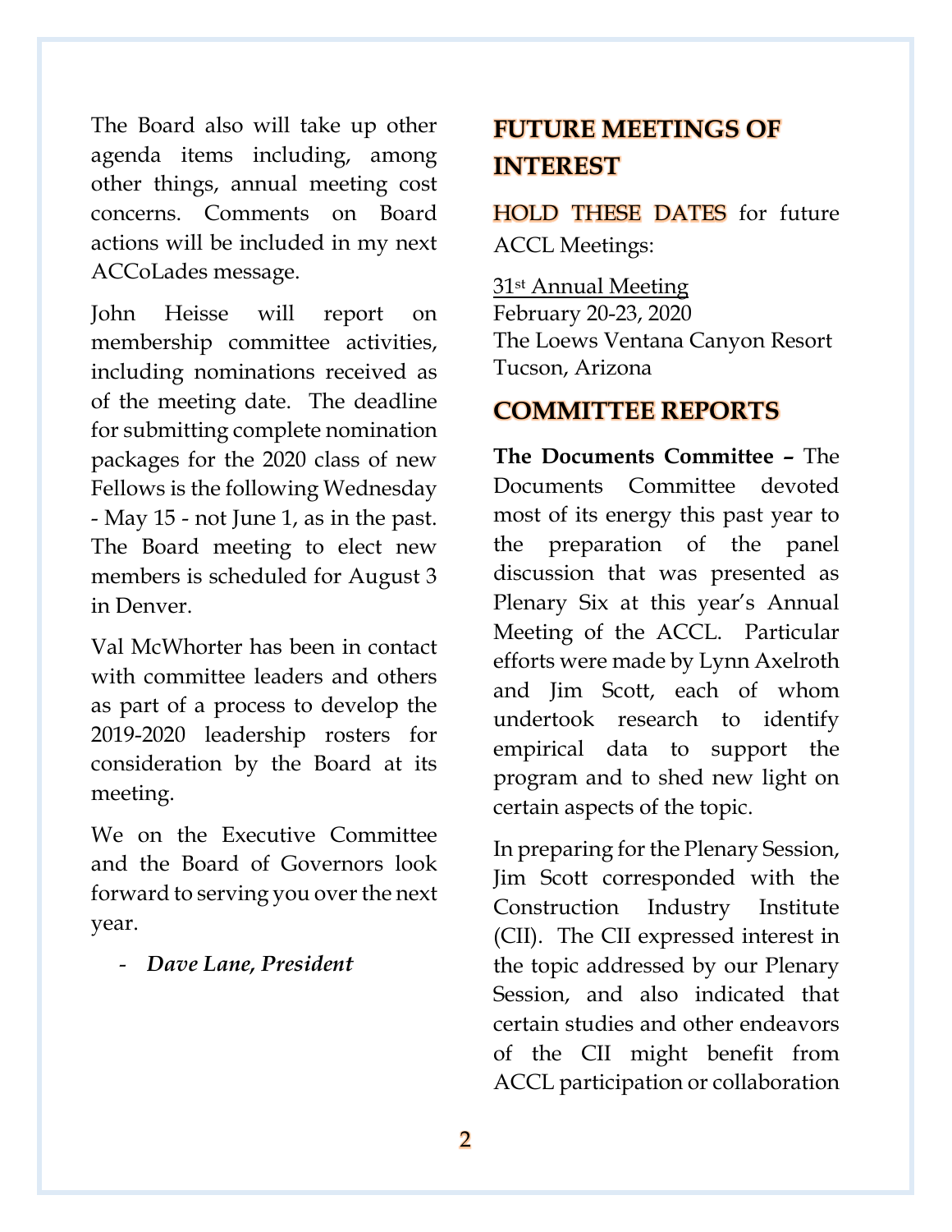The Board also will take up other agenda items including, among other things, annual meeting cost concerns. Comments on Board actions will be included in my next ACCoLades message.

John Heisse will report on membership committee activities, including nominations received as of the meeting date. The deadline for submitting complete nomination packages for the 2020 class of new Fellows is the following Wednesday - May 15 - not June 1, as in the past. The Board meeting to elect new members is scheduled for August 3 in Denver.

Val McWhorter has been in contact with committee leaders and others as part of a process to develop the 2019-2020 leadership rosters for consideration by the Board at its meeting.

We on the Executive Committee and the Board of Governors look forward to serving you over the next year.

- ***Dave Lane, President***

## FUTURE MEETINGS OF INTEREST

HOLD THESE DATES for future ACCL Meetings:

31st Annual Meeting
February 20-23, 2020
The Loews Ventana Canyon Resort
Tucson, Arizona

## COMMITTEE REPORTS

**The Documents Committee –** The Documents Committee devoted most of its energy this past year to the preparation of the panel discussion that was presented as Plenary Six at this year's Annual Meeting of the ACCL. Particular efforts were made by Lynn Axelroth and Jim Scott, each of whom undertook research to identify empirical data to support the program and to shed new light on certain aspects of the topic.

In preparing for the Plenary Session, Jim Scott corresponded with the Construction Industry Institute (CII). The CII expressed interest in the topic addressed by our Plenary Session, and also indicated that certain studies and other endeavors of the CII might benefit from ACCL participation or collaboration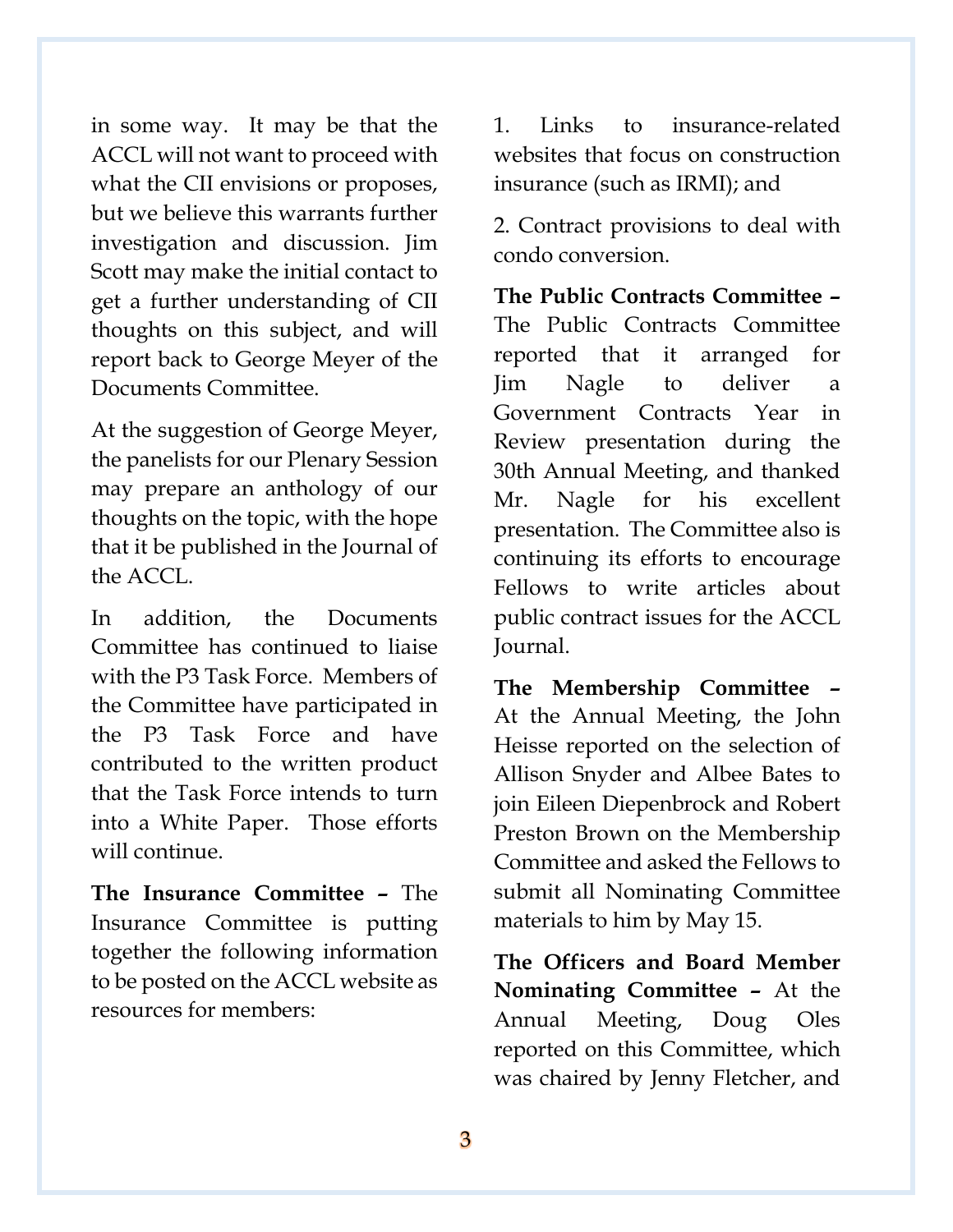in some way. It may be that the ACCL will not want to proceed with what the CII envisions or proposes, but we believe this warrants further investigation and discussion. Jim Scott may make the initial contact to get a further understanding of CII thoughts on this subject, and will report back to George Meyer of the Documents Committee.

At the suggestion of George Meyer, the panelists for our Plenary Session may prepare an anthology of our thoughts on the topic, with the hope that it be published in the Journal of the ACCL.

In addition, the Documents Committee has continued to liaise with the P3 Task Force. Members of the Committee have participated in the P3 Task Force and have contributed to the written product that the Task Force intends to turn into a White Paper. Those efforts will continue.

**The Insurance Committee –** The Insurance Committee is putting together the following information to be posted on the ACCL website as resources for members:

1. Links to insurance-related websites that focus on construction insurance (such as IRMI); and

2. Contract provisions to deal with condo conversion.

**The Public Contracts Committee –** The Public Contracts Committee reported that it arranged for Jim Nagle to deliver a Government Contracts Year in Review presentation during the 30th Annual Meeting, and thanked Mr. Nagle for his excellent presentation. The Committee also is continuing its efforts to encourage Fellows to write articles about public contract issues for the ACCL Journal.

**The Membership Committee –** At the Annual Meeting, the John Heisse reported on the selection of Allison Snyder and Albee Bates to join Eileen Diepenbrock and Robert Preston Brown on the Membership Committee and asked the Fellows to submit all Nominating Committee materials to him by May 15.

**The Officers and Board Member Nominating Committee –** At the Annual Meeting, Doug Oles reported on this Committee, which was chaired by Jenny Fletcher, and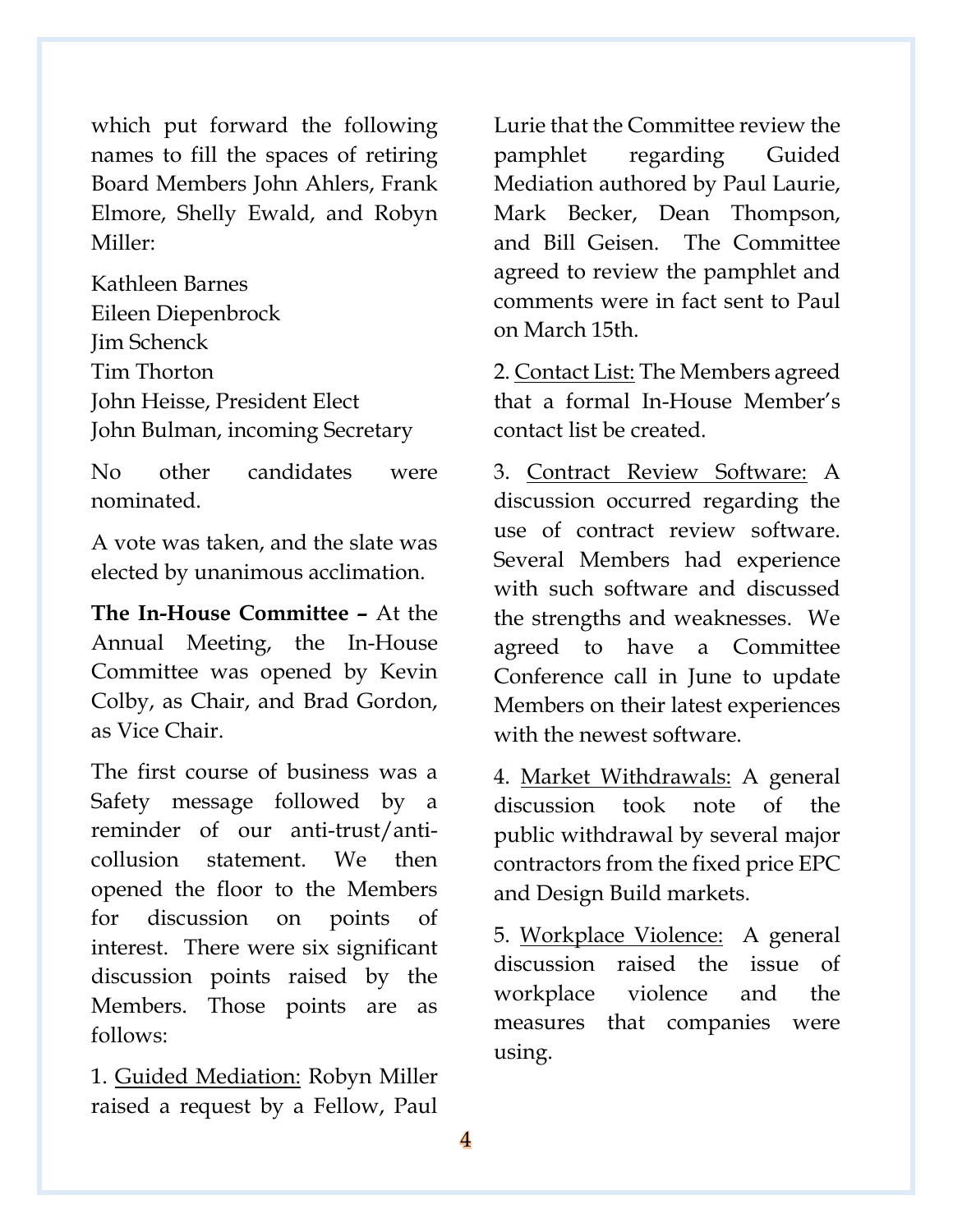which put forward the following names to fill the spaces of retiring Board Members John Ahlers, Frank Elmore, Shelly Ewald, and Robyn Miller:

Kathleen Barnes  
Eileen Diepenbrock  
Jim Schenck  
Tim Thorton  
John Heisse, President Elect  
John Bulman, incoming Secretary

No other candidates were nominated.

A vote was taken, and the slate was elected by unanimous acclimation.

**The In-House Committee –** At the Annual Meeting, the In-House Committee was opened by Kevin Colby, as Chair, and Brad Gordon, as Vice Chair.

The first course of business was a Safety message followed by a reminder of our anti-trust/anti-collusion statement. We then opened the floor to the Members for discussion on points of interest. There were six significant discussion points raised by the Members. Those points are as follows:

1. Guided Mediation: Robyn Miller raised a request by a Fellow, Paul Lurie that the Committee review the pamphlet regarding Guided Mediation authored by Paul Laurie, Mark Becker, Dean Thompson, and Bill Geisen. The Committee agreed to review the pamphlet and comments were in fact sent to Paul on March 15th.

2. Contact List: The Members agreed that a formal In-House Member's contact list be created.

3. Contract Review Software: A discussion occurred regarding the use of contract review software. Several Members had experience with such software and discussed the strengths and weaknesses. We agreed to have a Committee Conference call in June to update Members on their latest experiences with the newest software.

4. Market Withdrawals: A general discussion took note of the public withdrawal by several major contractors from the fixed price EPC and Design Build markets.

5. Workplace Violence: A general discussion raised the issue of workplace violence and the measures that companies were using.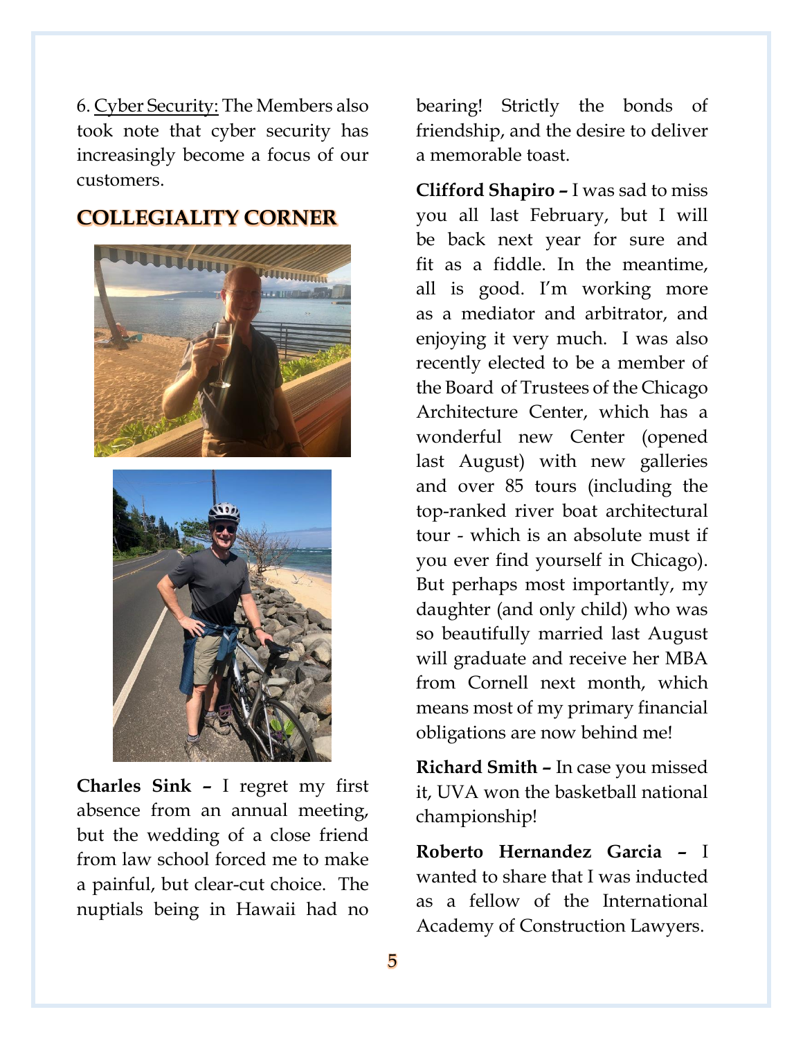6. Cyber Security: The Members also took note that cyber security has increasingly become a focus of our customers.

## COLLEGIALITY CORNER

**Charles Sink –** I regret my first absence from an annual meeting, but the wedding of a close friend from law school forced me to make a painful, but clear-cut choice. The nuptials being in Hawaii had no bearing! Strictly the bonds of friendship, and the desire to deliver a memorable toast.

**Clifford Shapiro –** I was sad to miss you all last February, but I will be back next year for sure and fit as a fiddle. In the meantime, all is good. I'm working more as a mediator and arbitrator, and enjoying it very much. I was also recently elected to be a member of the Board of Trustees of the Chicago Architecture Center, which has a wonderful new Center (opened last August) with new galleries and over 85 tours (including the top-ranked river boat architectural tour - which is an absolute must if you ever find yourself in Chicago). But perhaps most importantly, my daughter (and only child) who was so beautifully married last August will graduate and receive her MBA from Cornell next month, which means most of my primary financial obligations are now behind me!

**Richard Smith –** In case you missed it, UVA won the basketball national championship!

**Roberto Hernandez Garcia –** I wanted to share that I was inducted as a fellow of the International Academy of Construction Lawyers.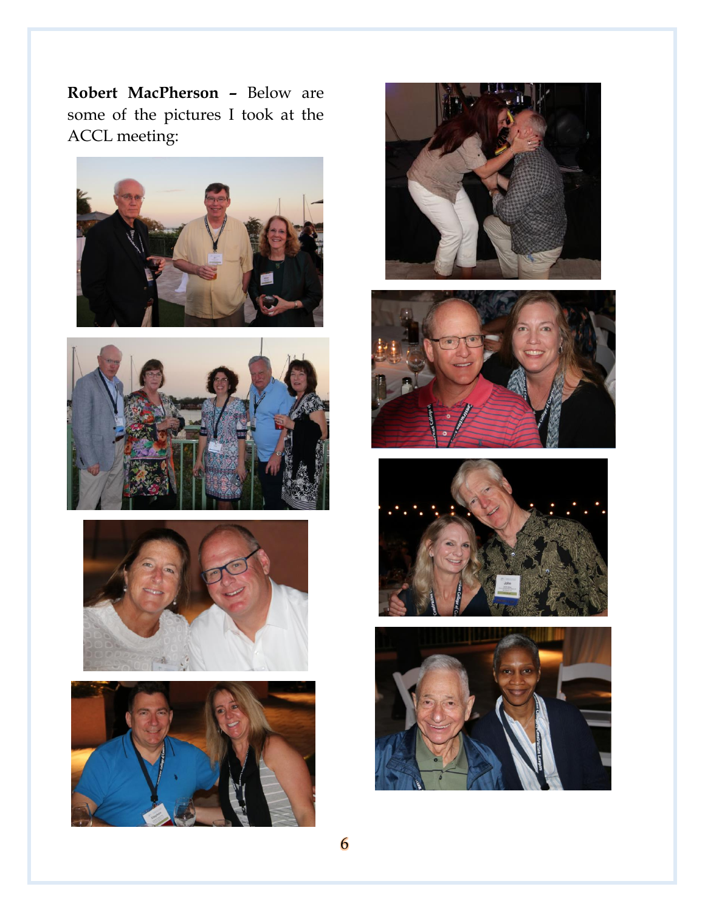**Robert MacPherson** – Below are some of the pictures I took at the ACCL meeting: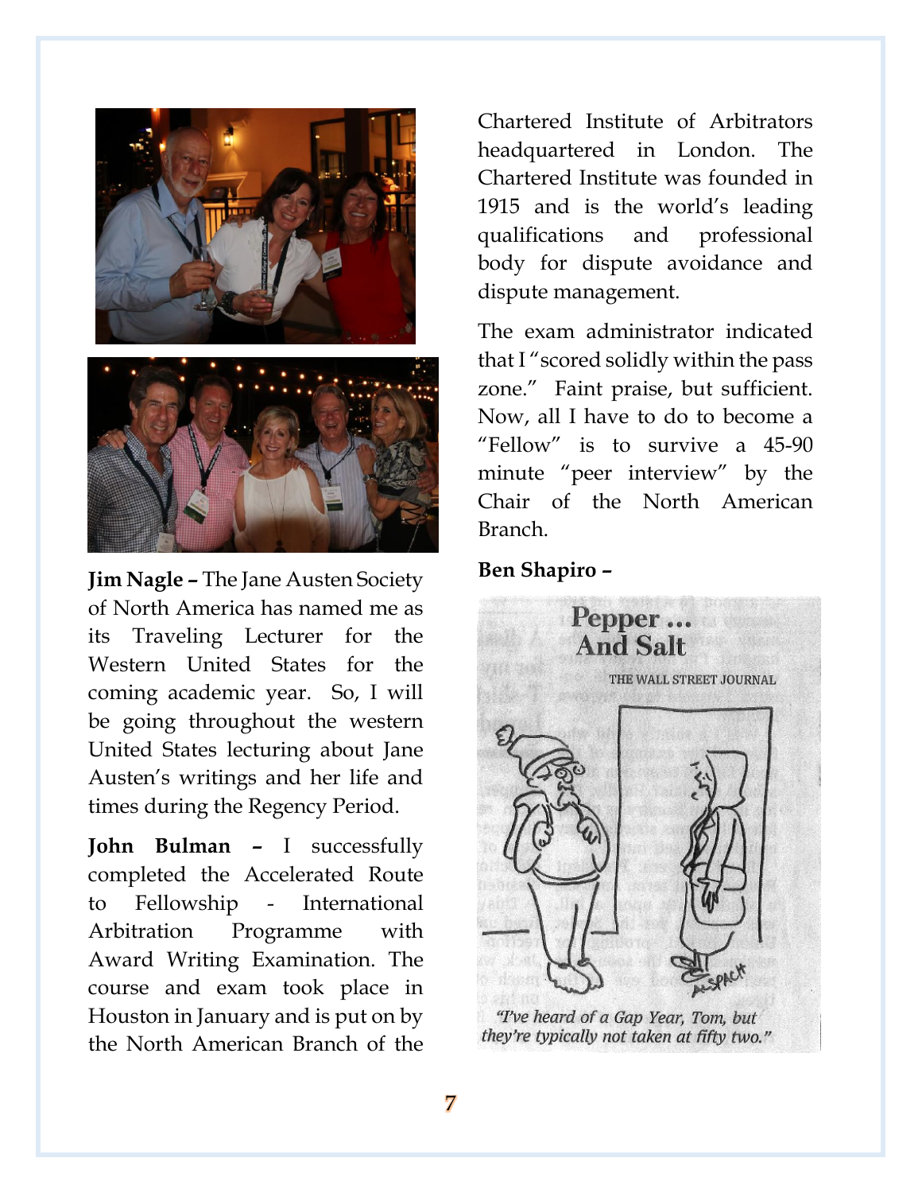**Jim Nagle –** The Jane Austen Society of North America has named me as its Traveling Lecturer for the Western United States for the coming academic year. So, I will be going throughout the western United States lecturing about Jane Austen's writings and her life and times during the Regency Period.

**John Bulman –** I successfully completed the Accelerated Route to Fellowship - International Arbitration Programme with Award Writing Examination. The course and exam took place in Houston in January and is put on by the North American Branch of the Chartered Institute of Arbitrators headquartered in London. The Chartered Institute was founded in 1915 and is the world's leading qualifications and professional body for dispute avoidance and dispute management.

The exam administrator indicated that I "scored solidly within the pass zone." Faint praise, but sufficient. Now, all I have to do to become a "Fellow" is to survive a 45-90 minute "peer interview" by the Chair of the North American Branch.

**Ben Shapiro –**

Pepper ... And Salt

THE WALL STREET JOURNAL

*"I've heard of a Gap Year, Tom, but they're typically not taken at fifty two."*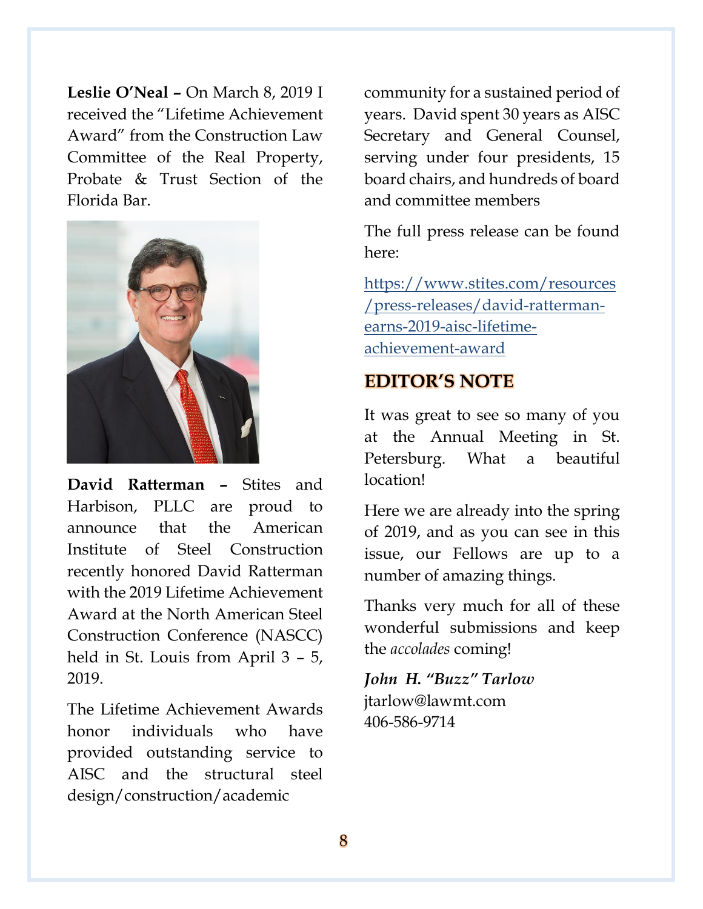**Leslie O'Neal –** On March 8, 2019 I received the "Lifetime Achievement Award" from the Construction Law Committee of the Real Property, Probate & Trust Section of the Florida Bar.

**David Ratterman –** Stites and Harbison, PLLC are proud to announce that the American Institute of Steel Construction recently honored David Ratterman with the 2019 Lifetime Achievement Award at the North American Steel Construction Conference (NASCC) held in St. Louis from April 3 – 5, 2019.

The Lifetime Achievement Awards honor individuals who have provided outstanding service to AISC and the structural steel design/construction/academic community for a sustained period of years. David spent 30 years as AISC Secretary and General Counsel, serving under four presidents, 15 board chairs, and hundreds of board and committee members

The full press release can be found here:

[https://www.stites.com/resources/press-releases/david-ratterman-earns-2019-aisc-lifetime-achievement-award](https://www.stites.com/resources/press-releases/david-ratterman-earns-2019-aisc-lifetime-achievement-award)

## EDITOR'S NOTE

It was great to see so many of you at the Annual Meeting in St. Petersburg. What a beautiful location!

Here we are already into the spring of 2019, and as you can see in this issue, our Fellows are up to a number of amazing things.

Thanks very much for all of these wonderful submissions and keep the *accolades* coming!

***John H. "Buzz" Tarlow***
jtarlow@lawmt.com
406-586-9714